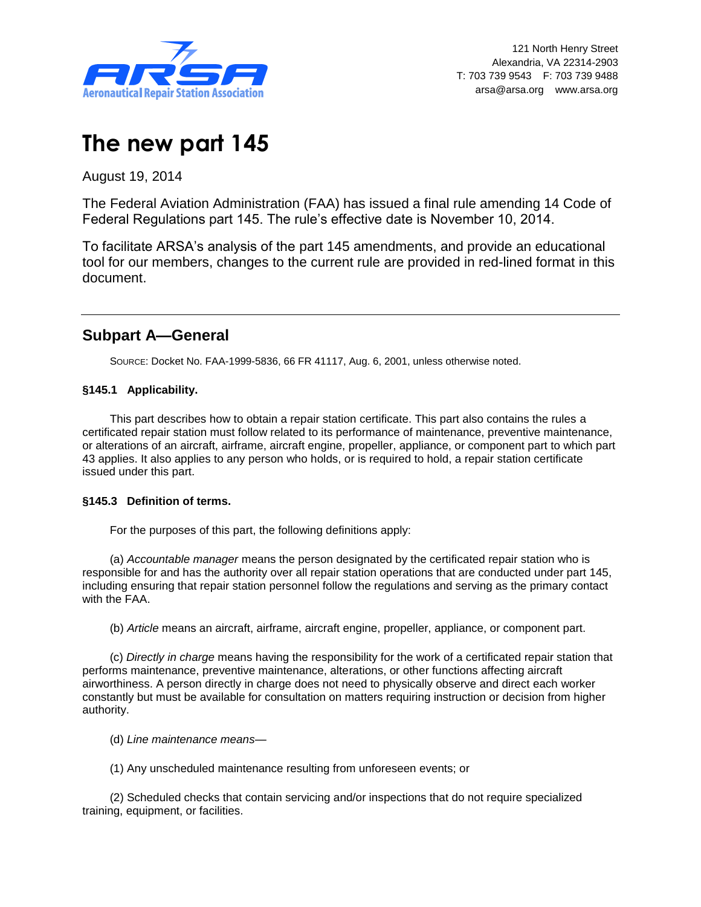ARSA
Aeronautical Repair Station Association

121 North Henry Street
Alexandria, VA 22314-2903
T: 703 739 9543 F: 703 739 9488
arsa@arsa.org www.arsa.org

# The new part 145

August 19, 2014

The Federal Aviation Administration (FAA) has issued a final rule amending 14 Code of Federal Regulations part 145. The rule's effective date is November 10, 2014.

To facilitate ARSA's analysis of the part 145 amendments, and provide an educational tool for our members, changes to the current rule are provided in red-lined format in this document.

---

## Subpart A—General

SOURCE: Docket No. FAA-1999-5836, 66 FR 41117, Aug. 6, 2001, unless otherwise noted.

**§145.1 Applicability.**

This part describes how to obtain a repair station certificate. This part also contains the rules a certificated repair station must follow related to its performance of maintenance, preventive maintenance, or alterations of an aircraft, airframe, aircraft engine, propeller, appliance, or component part to which part 43 applies. It also applies to any person who holds, or is required to hold, a repair station certificate issued under this part.

**§145.3 Definition of terms.**

For the purposes of this part, the following definitions apply:

(a) *Accountable manager* means the person designated by the certificated repair station who is responsible for and has the authority over all repair station operations that are conducted under part 145, including ensuring that repair station personnel follow the regulations and serving as the primary contact with the FAA.

(b) *Article* means an aircraft, airframe, aircraft engine, propeller, appliance, or component part.

(c) *Directly in charge* means having the responsibility for the work of a certificated repair station that performs maintenance, preventive maintenance, alterations, or other functions affecting aircraft airworthiness. A person directly in charge does not need to physically observe and direct each worker constantly but must be available for consultation on matters requiring instruction or decision from higher authority.

(d) *Line maintenance means*—

(1) Any unscheduled maintenance resulting from unforeseen events; or

(2) Scheduled checks that contain servicing and/or inspections that do not require specialized training, equipment, or facilities.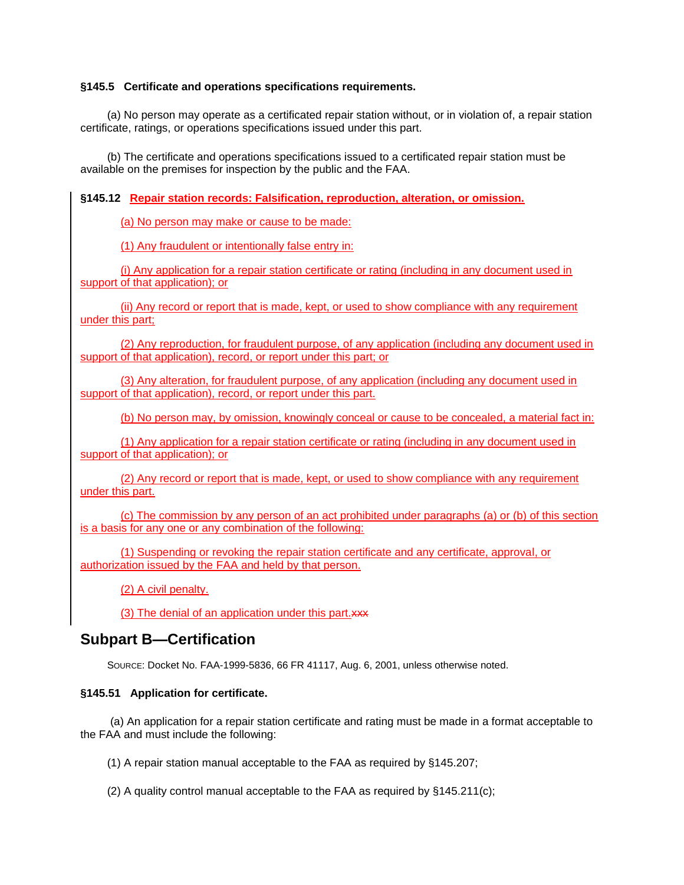**§145.5 Certificate and operations specifications requirements.**

(a) No person may operate as a certificated repair station without, or in violation of, a repair station certificate, ratings, or operations specifications issued under this part.

(b) The certificate and operations specifications issued to a certificated repair station must be available on the premises for inspection by the public and the FAA.

**§145.12 Repair station records: Falsification, reproduction, alteration, or omission.**

(a) No person may make or cause to be made:

(1) Any fraudulent or intentionally false entry in:

(i) Any application for a repair station certificate or rating (including in any document used in support of that application); or

(ii) Any record or report that is made, kept, or used to show compliance with any requirement under this part;

(2) Any reproduction, for fraudulent purpose, of any application (including any document used in support of that application), record, or report under this part; or

(3) Any alteration, for fraudulent purpose, of any application (including any document used in support of that application), record, or report under this part.

(b) No person may, by omission, knowingly conceal or cause to be concealed, a material fact in:

(1) Any application for a repair station certificate or rating (including in any document used in support of that application); or

(2) Any record or report that is made, kept, or used to show compliance with any requirement under this part.

(c) The commission by any person of an act prohibited under paragraphs (a) or (b) of this section is a basis for any one or any combination of the following:

(1) Suspending or revoking the repair station certificate and any certificate, approval, or authorization issued by the FAA and held by that person.

(2) A civil penalty.

(3) The denial of an application under this part.~~xxx~~

## Subpart B—Certification

SOURCE: Docket No. FAA-1999-5836, 66 FR 41117, Aug. 6, 2001, unless otherwise noted.

**§145.51 Application for certificate.**

(a) An application for a repair station certificate and rating must be made in a format acceptable to the FAA and must include the following:

(1) A repair station manual acceptable to the FAA as required by §145.207;

(2) A quality control manual acceptable to the FAA as required by §145.211(c);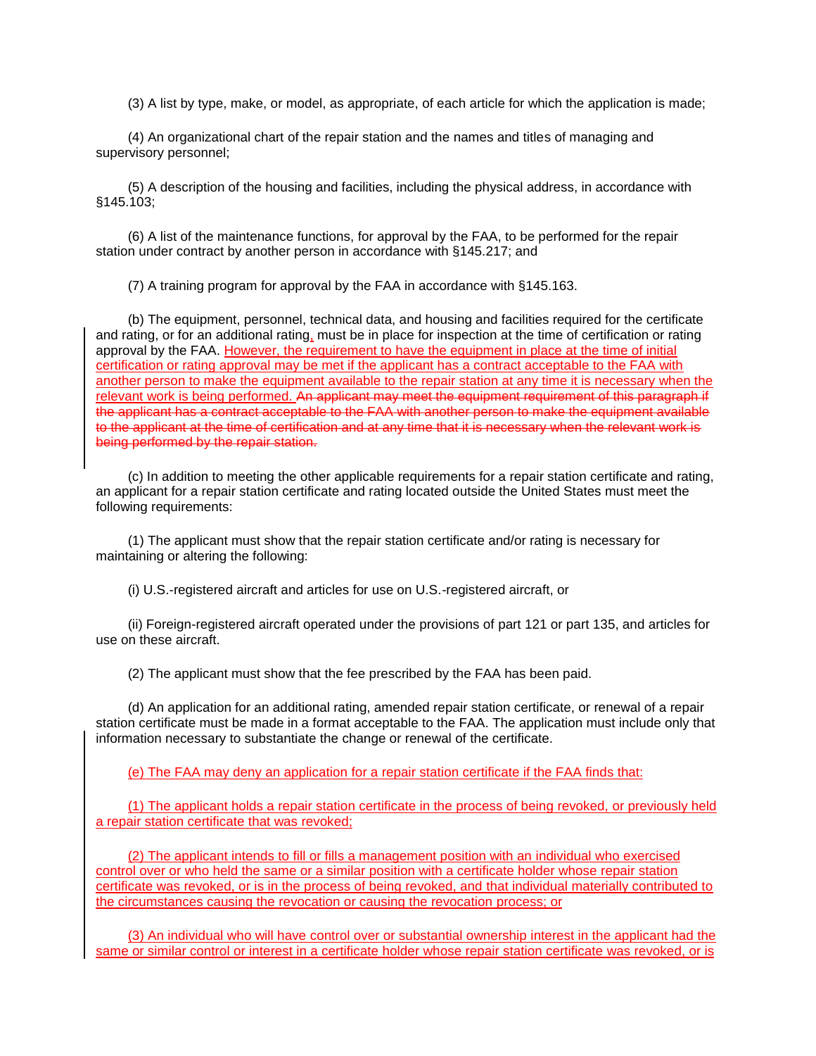(3) A list by type, make, or model, as appropriate, of each article for which the application is made;

(4) An organizational chart of the repair station and the names and titles of managing and supervisory personnel;

(5) A description of the housing and facilities, including the physical address, in accordance with §145.103;

(6) A list of the maintenance functions, for approval by the FAA, to be performed for the repair station under contract by another person in accordance with §145.217; and

(7) A training program for approval by the FAA in accordance with §145.163.

(b) The equipment, personnel, technical data, and housing and facilities required for the certificate and rating, or for an additional rating, must be in place for inspection at the time of certification or rating approval by the FAA. <u>However, the requirement to have the equipment in place at the time of initial certification or rating approval may be met if the applicant has a contract acceptable to the FAA with another person to make the equipment available to the repair station at any time it is necessary when the relevant work is being performed.</u> ~~An applicant may meet the equipment requirement of this paragraph if the applicant has a contract acceptable to the FAA with another person to make the equipment available to the applicant at the time of certification and at any time that it is necessary when the relevant work is being performed by the repair station.~~

(c) In addition to meeting the other applicable requirements for a repair station certificate and rating, an applicant for a repair station certificate and rating located outside the United States must meet the following requirements:

(1) The applicant must show that the repair station certificate and/or rating is necessary for maintaining or altering the following:

(i) U.S.-registered aircraft and articles for use on U.S.-registered aircraft, or

(ii) Foreign-registered aircraft operated under the provisions of part 121 or part 135, and articles for use on these aircraft.

(2) The applicant must show that the fee prescribed by the FAA has been paid.

(d) An application for an additional rating, amended repair station certificate, or renewal of a repair station certificate must be made in a format acceptable to the FAA. The application must include only that information necessary to substantiate the change or renewal of the certificate.

<u>(e) The FAA may deny an application for a repair station certificate if the FAA finds that:</u>

<u>(1) The applicant holds a repair station certificate in the process of being revoked, or previously held a repair station certificate that was revoked;</u>

<u>(2) The applicant intends to fill or fills a management position with an individual who exercised control over or who held the same or a similar position with a certificate holder whose repair station certificate was revoked, or is in the process of being revoked, and that individual materially contributed to the circumstances causing the revocation or causing the revocation process; or</u>

<u>(3) An individual who will have control over or substantial ownership interest in the applicant had the same or similar control or interest in a certificate holder whose repair station certificate was revoked, or is</u>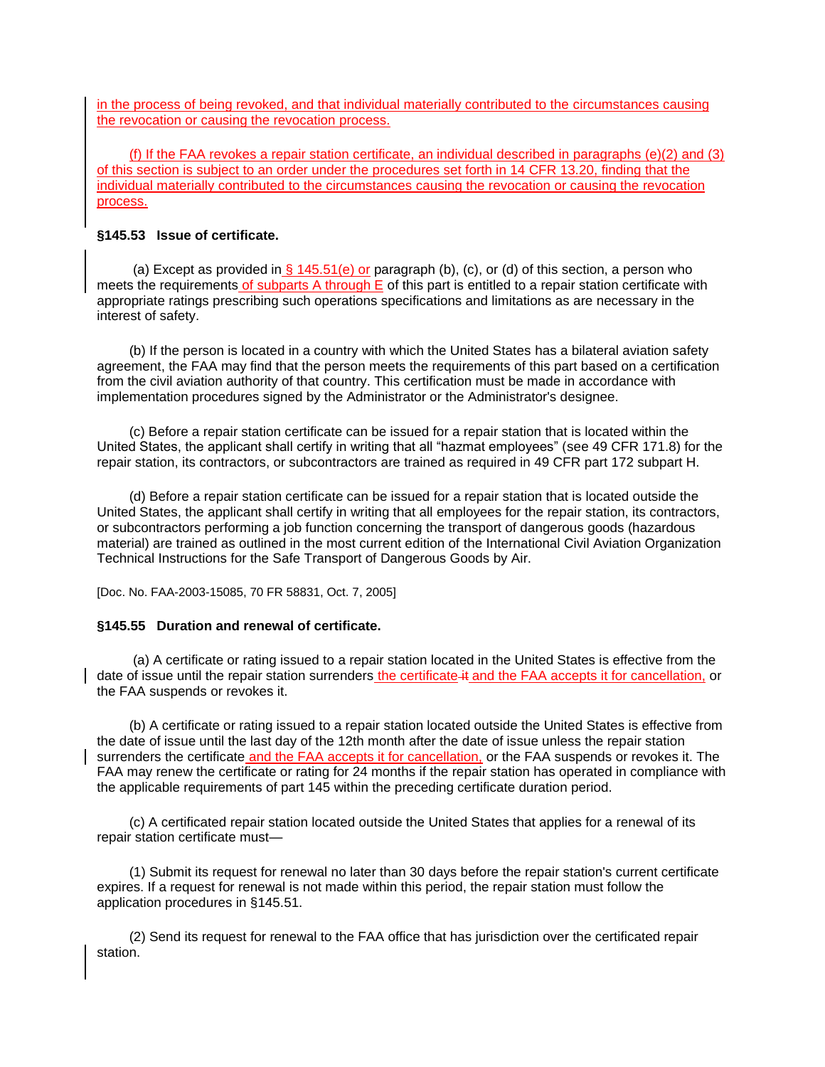in the process of being revoked, and that individual materially contributed to the circumstances causing the revocation or causing the revocation process.

(f) If the FAA revokes a repair station certificate, an individual described in paragraphs (e)(2) and (3) of this section is subject to an order under the procedures set forth in 14 CFR 13.20, finding that the individual materially contributed to the circumstances causing the revocation or causing the revocation process.

**§145.53 Issue of certificate.**

(a) Except as provided in § 145.51(e) or paragraph (b), (c), or (d) of this section, a person who meets the requirements of subparts A through E of this part is entitled to a repair station certificate with appropriate ratings prescribing such operations specifications and limitations as are necessary in the interest of safety.

(b) If the person is located in a country with which the United States has a bilateral aviation safety agreement, the FAA may find that the person meets the requirements of this part based on a certification from the civil aviation authority of that country. This certification must be made in accordance with implementation procedures signed by the Administrator or the Administrator's designee.

(c) Before a repair station certificate can be issued for a repair station that is located within the United States, the applicant shall certify in writing that all "hazmat employees" (see 49 CFR 171.8) for the repair station, its contractors, or subcontractors are trained as required in 49 CFR part 172 subpart H.

(d) Before a repair station certificate can be issued for a repair station that is located outside the United States, the applicant shall certify in writing that all employees for the repair station, its contractors, or subcontractors performing a job function concerning the transport of dangerous goods (hazardous material) are trained as outlined in the most current edition of the International Civil Aviation Organization Technical Instructions for the Safe Transport of Dangerous Goods by Air.

[Doc. No. FAA-2003-15085, 70 FR 58831, Oct. 7, 2005]

**§145.55 Duration and renewal of certificate.**

(a) A certificate or rating issued to a repair station located in the United States is effective from the date of issue until the repair station surrenders the certificate ~~it~~ and the FAA accepts it for cancellation, or the FAA suspends or revokes it.

(b) A certificate or rating issued to a repair station located outside the United States is effective from the date of issue until the last day of the 12th month after the date of issue unless the repair station surrenders the certificate and the FAA accepts it for cancellation, or the FAA suspends or revokes it. The FAA may renew the certificate or rating for 24 months if the repair station has operated in compliance with the applicable requirements of part 145 within the preceding certificate duration period.

(c) A certificated repair station located outside the United States that applies for a renewal of its repair station certificate must—

(1) Submit its request for renewal no later than 30 days before the repair station's current certificate expires. If a request for renewal is not made within this period, the repair station must follow the application procedures in §145.51.

(2) Send its request for renewal to the FAA office that has jurisdiction over the certificated repair station.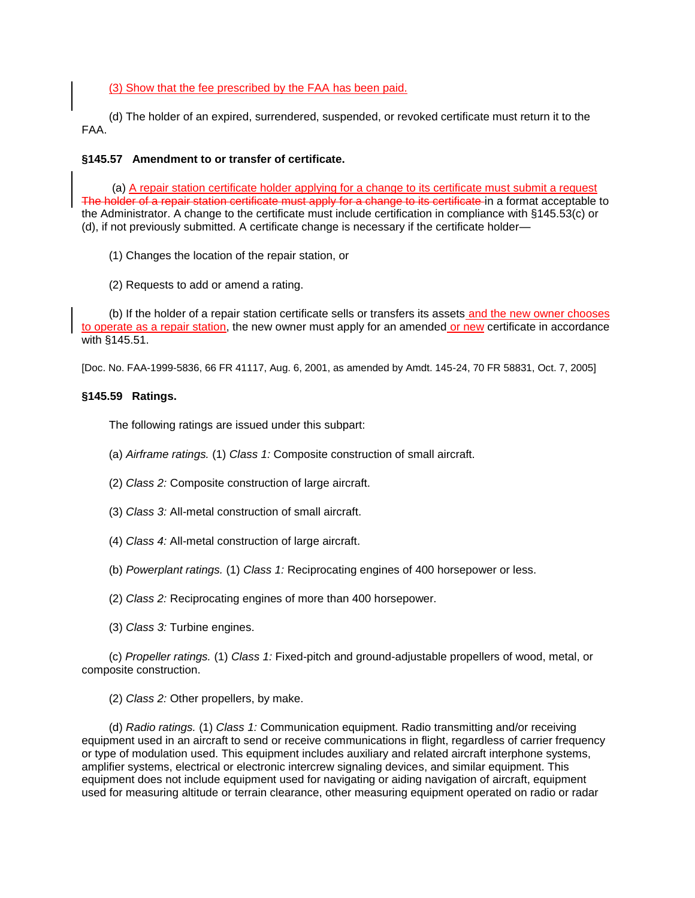(3) Show that the fee prescribed by the FAA has been paid.

(d) The holder of an expired, surrendered, suspended, or revoked certificate must return it to the FAA.

**§145.57 Amendment to or transfer of certificate.**

(a) A repair station certificate holder applying for a change to its certificate must submit a request ~~The holder of a repair station certificate must apply for a change to its certificate~~ in a format acceptable to the Administrator. A change to the certificate must include certification in compliance with §145.53(c) or (d), if not previously submitted. A certificate change is necessary if the certificate holder—

(1) Changes the location of the repair station, or

(2) Requests to add or amend a rating.

(b) If the holder of a repair station certificate sells or transfers its assets and the new owner chooses to operate as a repair station, the new owner must apply for an amended or new certificate in accordance with §145.51.

[Doc. No. FAA-1999-5836, 66 FR 41117, Aug. 6, 2001, as amended by Amdt. 145-24, 70 FR 58831, Oct. 7, 2005]

**§145.59 Ratings.**

The following ratings are issued under this subpart:

(a) *Airframe ratings.* (1) *Class 1:* Composite construction of small aircraft.

(2) *Class 2:* Composite construction of large aircraft.

(3) *Class 3:* All-metal construction of small aircraft.

(4) *Class 4:* All-metal construction of large aircraft.

(b) *Powerplant ratings.* (1) *Class 1:* Reciprocating engines of 400 horsepower or less.

(2) *Class 2:* Reciprocating engines of more than 400 horsepower.

(3) *Class 3:* Turbine engines.

(c) *Propeller ratings.* (1) *Class 1:* Fixed-pitch and ground-adjustable propellers of wood, metal, or composite construction.

(2) *Class 2:* Other propellers, by make.

(d) *Radio ratings.* (1) *Class 1:* Communication equipment. Radio transmitting and/or receiving equipment used in an aircraft to send or receive communications in flight, regardless of carrier frequency or type of modulation used. This equipment includes auxiliary and related aircraft interphone systems, amplifier systems, electrical or electronic intercrew signaling devices, and similar equipment. This equipment does not include equipment used for navigating or aiding navigation of aircraft, equipment used for measuring altitude or terrain clearance, other measuring equipment operated on radio or radar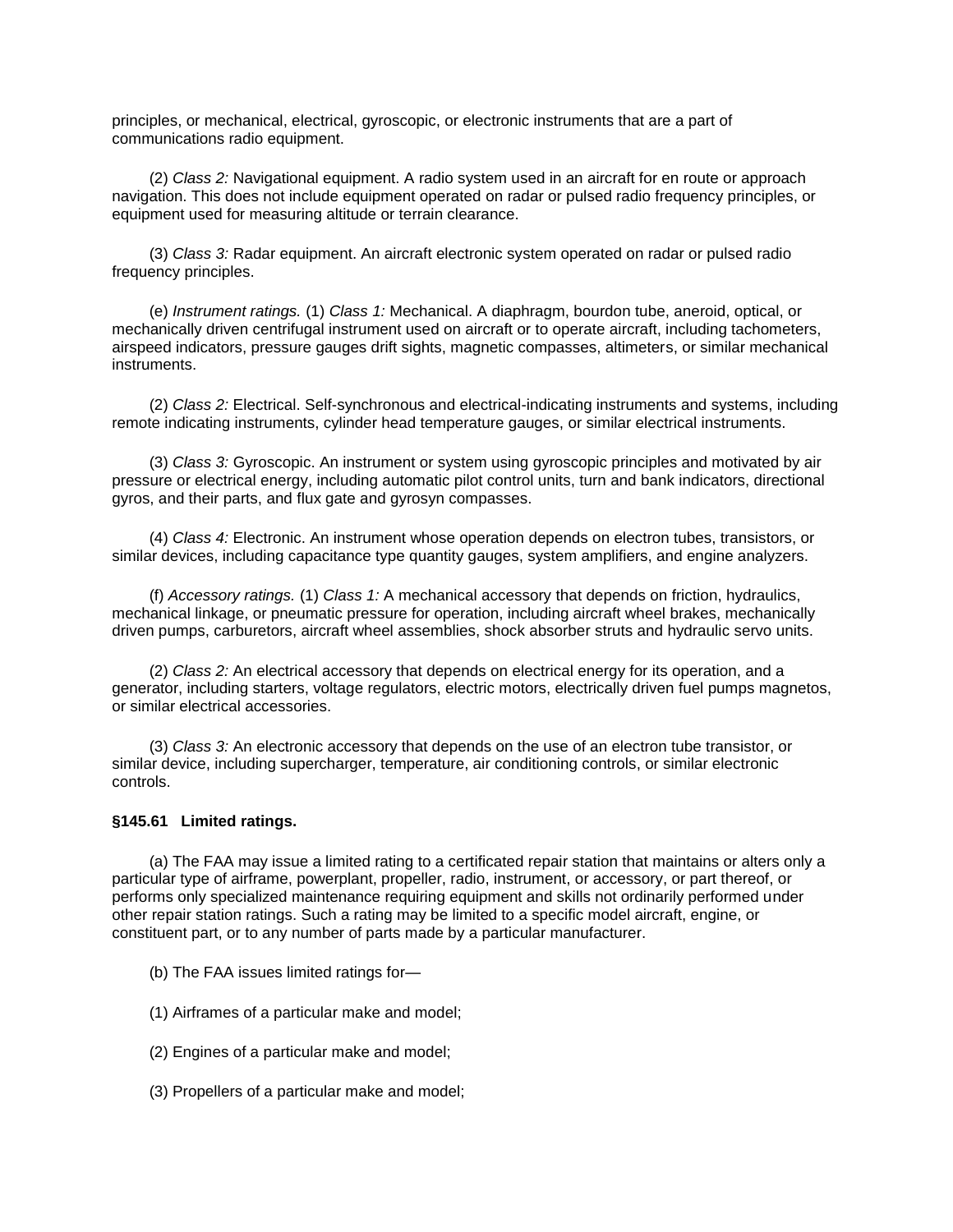principles, or mechanical, electrical, gyroscopic, or electronic instruments that are a part of communications radio equipment.

(2) *Class 2:* Navigational equipment. A radio system used in an aircraft for en route or approach navigation. This does not include equipment operated on radar or pulsed radio frequency principles, or equipment used for measuring altitude or terrain clearance.

(3) *Class 3:* Radar equipment. An aircraft electronic system operated on radar or pulsed radio frequency principles.

(e) *Instrument ratings.* (1) *Class 1:* Mechanical. A diaphragm, bourdon tube, aneroid, optical, or mechanically driven centrifugal instrument used on aircraft or to operate aircraft, including tachometers, airspeed indicators, pressure gauges drift sights, magnetic compasses, altimeters, or similar mechanical instruments.

(2) *Class 2:* Electrical. Self-synchronous and electrical-indicating instruments and systems, including remote indicating instruments, cylinder head temperature gauges, or similar electrical instruments.

(3) *Class 3:* Gyroscopic. An instrument or system using gyroscopic principles and motivated by air pressure or electrical energy, including automatic pilot control units, turn and bank indicators, directional gyros, and their parts, and flux gate and gyrosyn compasses.

(4) *Class 4:* Electronic. An instrument whose operation depends on electron tubes, transistors, or similar devices, including capacitance type quantity gauges, system amplifiers, and engine analyzers.

(f) *Accessory ratings.* (1) *Class 1:* A mechanical accessory that depends on friction, hydraulics, mechanical linkage, or pneumatic pressure for operation, including aircraft wheel brakes, mechanically driven pumps, carburetors, aircraft wheel assemblies, shock absorber struts and hydraulic servo units.

(2) *Class 2:* An electrical accessory that depends on electrical energy for its operation, and a generator, including starters, voltage regulators, electric motors, electrically driven fuel pumps magnetos, or similar electrical accessories.

(3) *Class 3:* An electronic accessory that depends on the use of an electron tube transistor, or similar device, including supercharger, temperature, air conditioning controls, or similar electronic controls.

**§145.61 Limited ratings.**

(a) The FAA may issue a limited rating to a certificated repair station that maintains or alters only a particular type of airframe, powerplant, propeller, radio, instrument, or accessory, or part thereof, or performs only specialized maintenance requiring equipment and skills not ordinarily performed under other repair station ratings. Such a rating may be limited to a specific model aircraft, engine, or constituent part, or to any number of parts made by a particular manufacturer.

(b) The FAA issues limited ratings for—

(1) Airframes of a particular make and model;

(2) Engines of a particular make and model;

(3) Propellers of a particular make and model;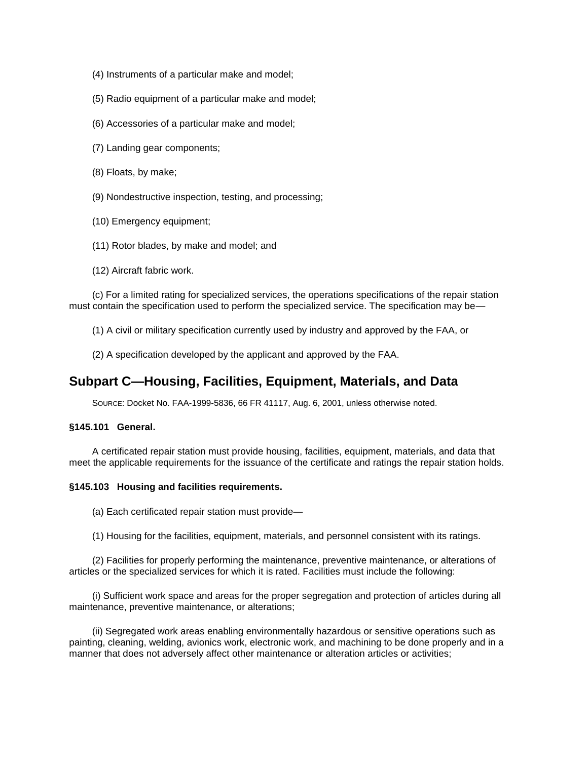(4) Instruments of a particular make and model;

(5) Radio equipment of a particular make and model;

(6) Accessories of a particular make and model;

(7) Landing gear components;

(8) Floats, by make;

(9) Nondestructive inspection, testing, and processing;

(10) Emergency equipment;

(11) Rotor blades, by make and model; and

(12) Aircraft fabric work.

(c) For a limited rating for specialized services, the operations specifications of the repair station must contain the specification used to perform the specialized service. The specification may be—

(1) A civil or military specification currently used by industry and approved by the FAA, or

(2) A specification developed by the applicant and approved by the FAA.

## Subpart C—Housing, Facilities, Equipment, Materials, and Data

SOURCE: Docket No. FAA-1999-5836, 66 FR 41117, Aug. 6, 2001, unless otherwise noted.

**§145.101 General.**

A certificated repair station must provide housing, facilities, equipment, materials, and data that meet the applicable requirements for the issuance of the certificate and ratings the repair station holds.

**§145.103 Housing and facilities requirements.**

(a) Each certificated repair station must provide—

(1) Housing for the facilities, equipment, materials, and personnel consistent with its ratings.

(2) Facilities for properly performing the maintenance, preventive maintenance, or alterations of articles or the specialized services for which it is rated. Facilities must include the following:

(i) Sufficient work space and areas for the proper segregation and protection of articles during all maintenance, preventive maintenance, or alterations;

(ii) Segregated work areas enabling environmentally hazardous or sensitive operations such as painting, cleaning, welding, avionics work, electronic work, and machining to be done properly and in a manner that does not adversely affect other maintenance or alteration articles or activities;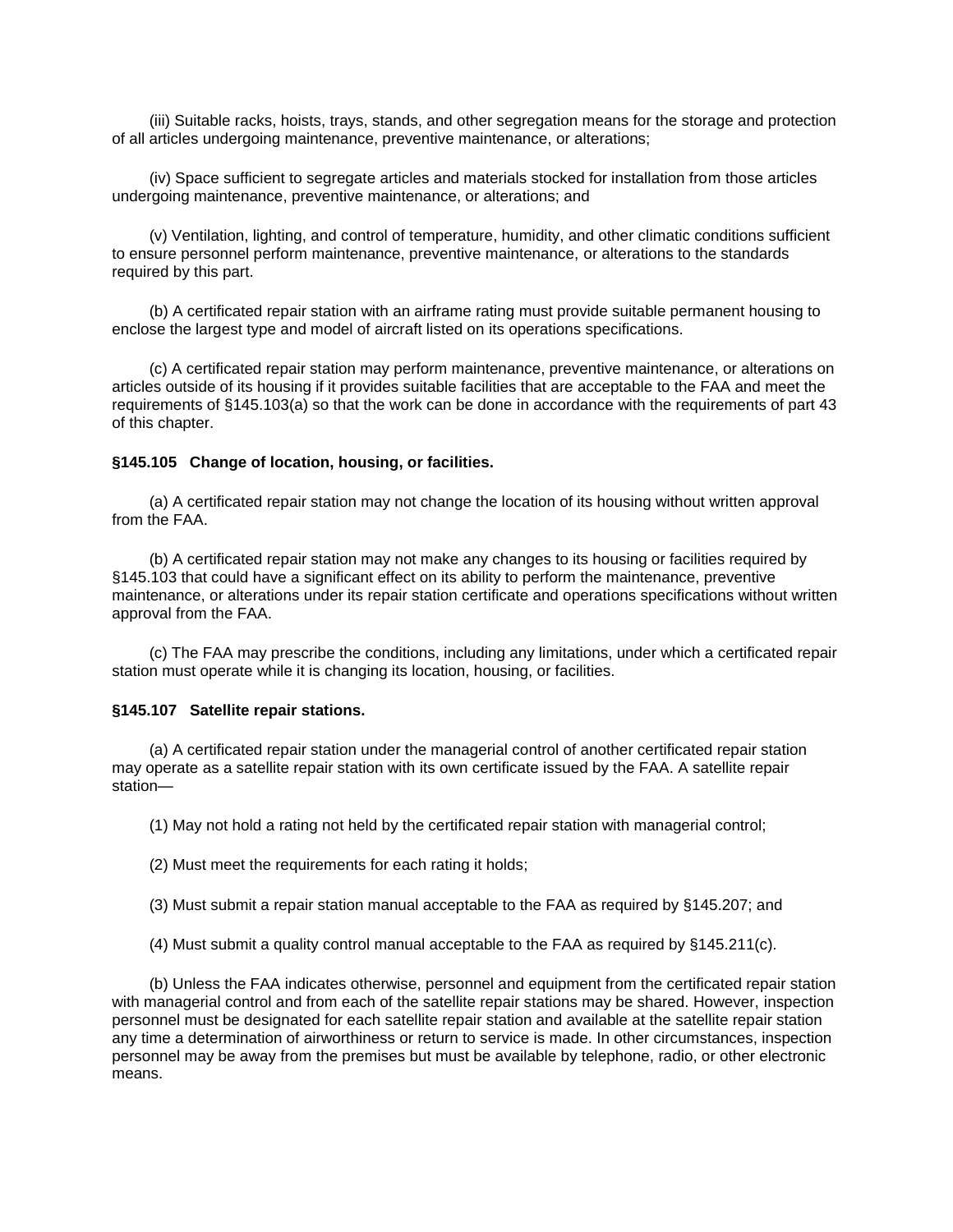(iii) Suitable racks, hoists, trays, stands, and other segregation means for the storage and protection of all articles undergoing maintenance, preventive maintenance, or alterations;

(iv) Space sufficient to segregate articles and materials stocked for installation from those articles undergoing maintenance, preventive maintenance, or alterations; and

(v) Ventilation, lighting, and control of temperature, humidity, and other climatic conditions sufficient to ensure personnel perform maintenance, preventive maintenance, or alterations to the standards required by this part.

(b) A certificated repair station with an airframe rating must provide suitable permanent housing to enclose the largest type and model of aircraft listed on its operations specifications.

(c) A certificated repair station may perform maintenance, preventive maintenance, or alterations on articles outside of its housing if it provides suitable facilities that are acceptable to the FAA and meet the requirements of §145.103(a) so that the work can be done in accordance with the requirements of part 43 of this chapter.

**§145.105 Change of location, housing, or facilities.**

(a) A certificated repair station may not change the location of its housing without written approval from the FAA.

(b) A certificated repair station may not make any changes to its housing or facilities required by §145.103 that could have a significant effect on its ability to perform the maintenance, preventive maintenance, or alterations under its repair station certificate and operations specifications without written approval from the FAA.

(c) The FAA may prescribe the conditions, including any limitations, under which a certificated repair station must operate while it is changing its location, housing, or facilities.

**§145.107 Satellite repair stations.**

(a) A certificated repair station under the managerial control of another certificated repair station may operate as a satellite repair station with its own certificate issued by the FAA. A satellite repair station—

(1) May not hold a rating not held by the certificated repair station with managerial control;

(2) Must meet the requirements for each rating it holds;

(3) Must submit a repair station manual acceptable to the FAA as required by §145.207; and

(4) Must submit a quality control manual acceptable to the FAA as required by §145.211(c).

(b) Unless the FAA indicates otherwise, personnel and equipment from the certificated repair station with managerial control and from each of the satellite repair stations may be shared. However, inspection personnel must be designated for each satellite repair station and available at the satellite repair station any time a determination of airworthiness or return to service is made. In other circumstances, inspection personnel may be away from the premises but must be available by telephone, radio, or other electronic means.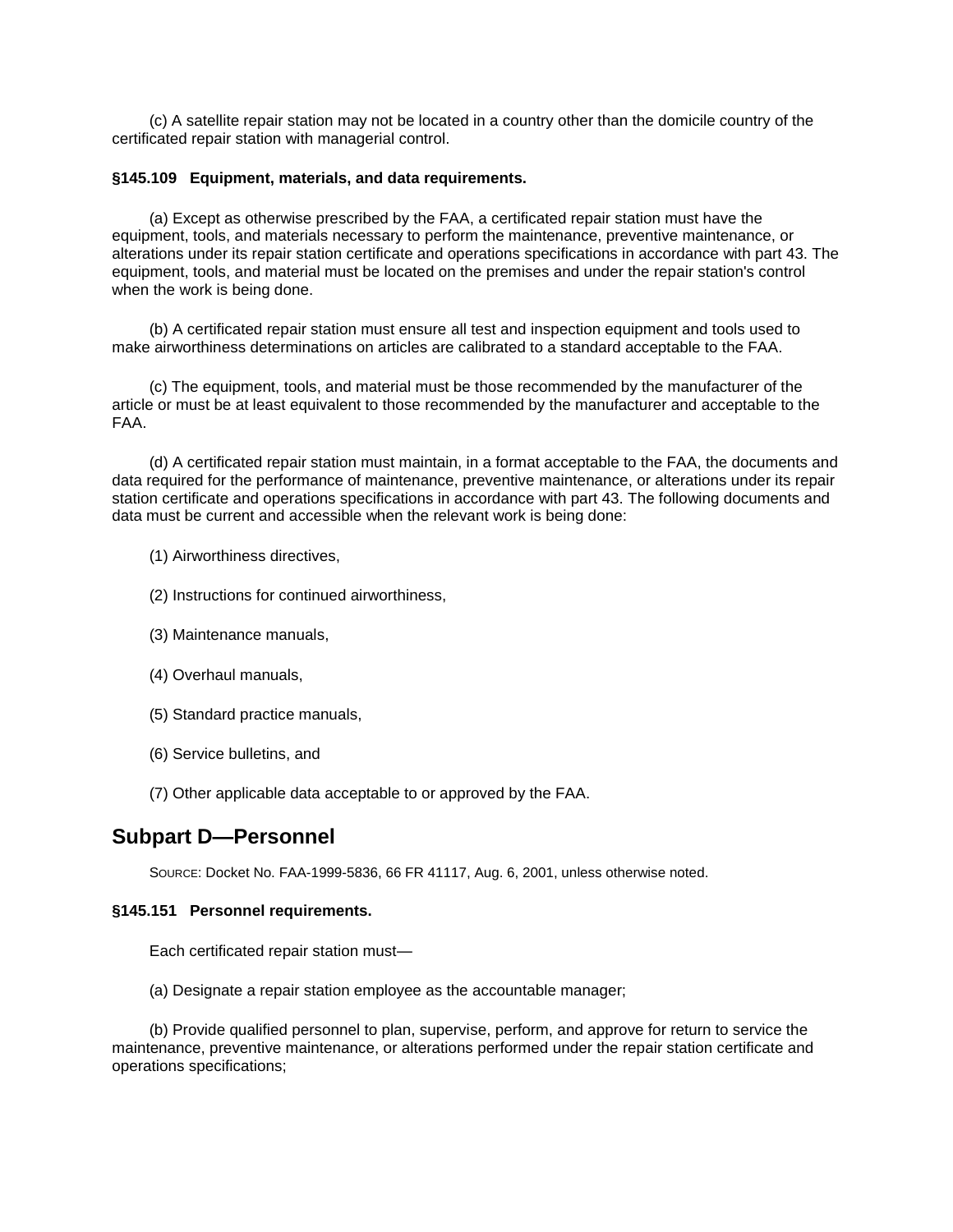(c) A satellite repair station may not be located in a country other than the domicile country of the certificated repair station with managerial control.

**§145.109 Equipment, materials, and data requirements.**

(a) Except as otherwise prescribed by the FAA, a certificated repair station must have the equipment, tools, and materials necessary to perform the maintenance, preventive maintenance, or alterations under its repair station certificate and operations specifications in accordance with part 43. The equipment, tools, and material must be located on the premises and under the repair station's control when the work is being done.

(b) A certificated repair station must ensure all test and inspection equipment and tools used to make airworthiness determinations on articles are calibrated to a standard acceptable to the FAA.

(c) The equipment, tools, and material must be those recommended by the manufacturer of the article or must be at least equivalent to those recommended by the manufacturer and acceptable to the FAA.

(d) A certificated repair station must maintain, in a format acceptable to the FAA, the documents and data required for the performance of maintenance, preventive maintenance, or alterations under its repair station certificate and operations specifications in accordance with part 43. The following documents and data must be current and accessible when the relevant work is being done:

(1) Airworthiness directives,

(2) Instructions for continued airworthiness,

(3) Maintenance manuals,

(4) Overhaul manuals,

(5) Standard practice manuals,

(6) Service bulletins, and

(7) Other applicable data acceptable to or approved by the FAA.

## Subpart D—Personnel

SOURCE: Docket No. FAA-1999-5836, 66 FR 41117, Aug. 6, 2001, unless otherwise noted.

**§145.151 Personnel requirements.**

Each certificated repair station must—

(a) Designate a repair station employee as the accountable manager;

(b) Provide qualified personnel to plan, supervise, perform, and approve for return to service the maintenance, preventive maintenance, or alterations performed under the repair station certificate and operations specifications;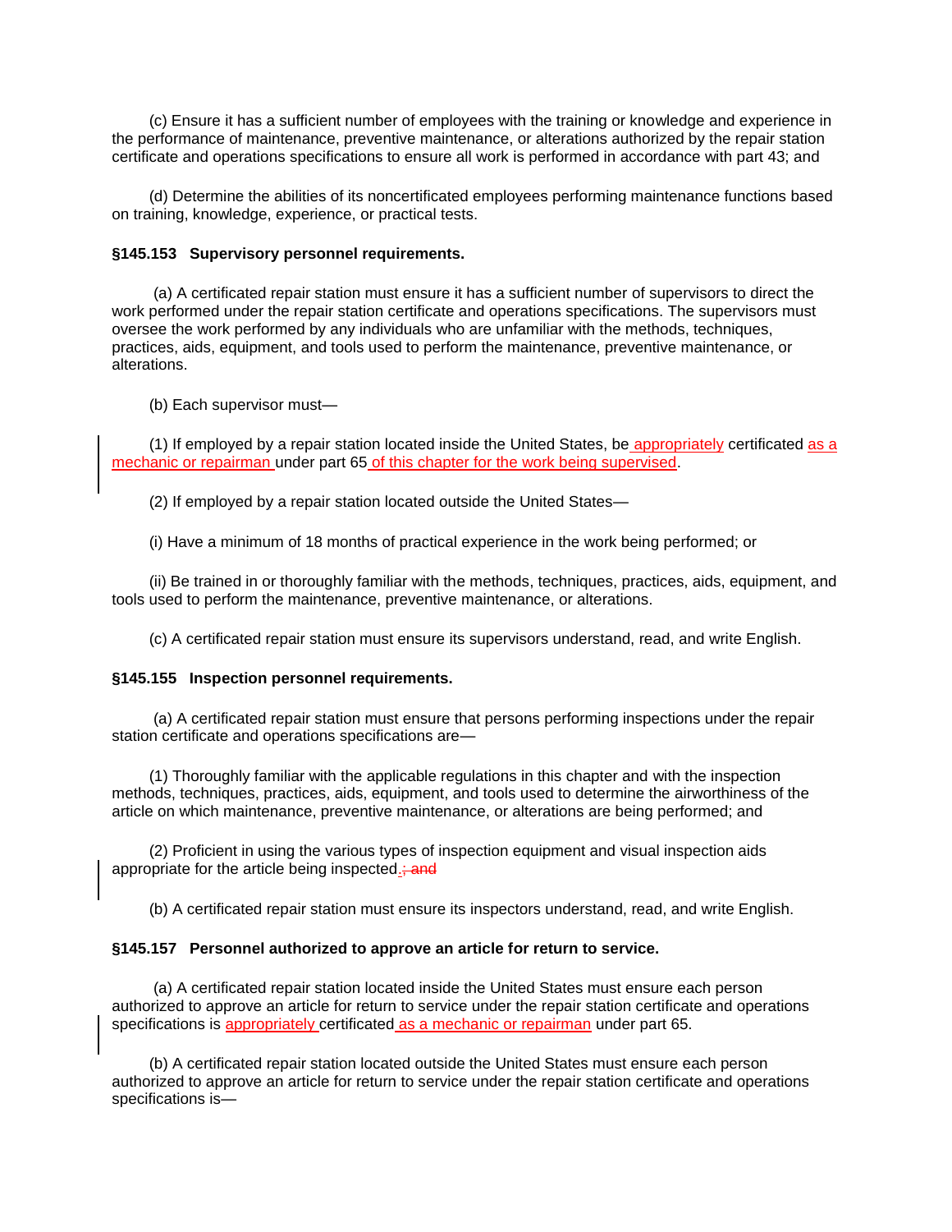(c) Ensure it has a sufficient number of employees with the training or knowledge and experience in the performance of maintenance, preventive maintenance, or alterations authorized by the repair station certificate and operations specifications to ensure all work is performed in accordance with part 43; and

(d) Determine the abilities of its noncertificated employees performing maintenance functions based on training, knowledge, experience, or practical tests.

**§145.153 Supervisory personnel requirements.**

(a) A certificated repair station must ensure it has a sufficient number of supervisors to direct the work performed under the repair station certificate and operations specifications. The supervisors must oversee the work performed by any individuals who are unfamiliar with the methods, techniques, practices, aids, equipment, and tools used to perform the maintenance, preventive maintenance, or alterations.

(b) Each supervisor must—

(1) If employed by a repair station located inside the United States, be appropriately certificated as a mechanic or repairman under part 65 of this chapter for the work being supervised.

(2) If employed by a repair station located outside the United States—

(i) Have a minimum of 18 months of practical experience in the work being performed; or

(ii) Be trained in or thoroughly familiar with the methods, techniques, practices, aids, equipment, and tools used to perform the maintenance, preventive maintenance, or alterations.

(c) A certificated repair station must ensure its supervisors understand, read, and write English.

**§145.155 Inspection personnel requirements.**

(a) A certificated repair station must ensure that persons performing inspections under the repair station certificate and operations specifications are—

(1) Thoroughly familiar with the applicable regulations in this chapter and with the inspection methods, techniques, practices, aids, equipment, and tools used to determine the airworthiness of the article on which maintenance, preventive maintenance, or alterations are being performed; and

(2) Proficient in using the various types of inspection equipment and visual inspection aids appropriate for the article being inspected.~~; and~~

(b) A certificated repair station must ensure its inspectors understand, read, and write English.

**§145.157 Personnel authorized to approve an article for return to service.**

(a) A certificated repair station located inside the United States must ensure each person authorized to approve an article for return to service under the repair station certificate and operations specifications is appropriately certificated as a mechanic or repairman under part 65.

(b) A certificated repair station located outside the United States must ensure each person authorized to approve an article for return to service under the repair station certificate and operations specifications is—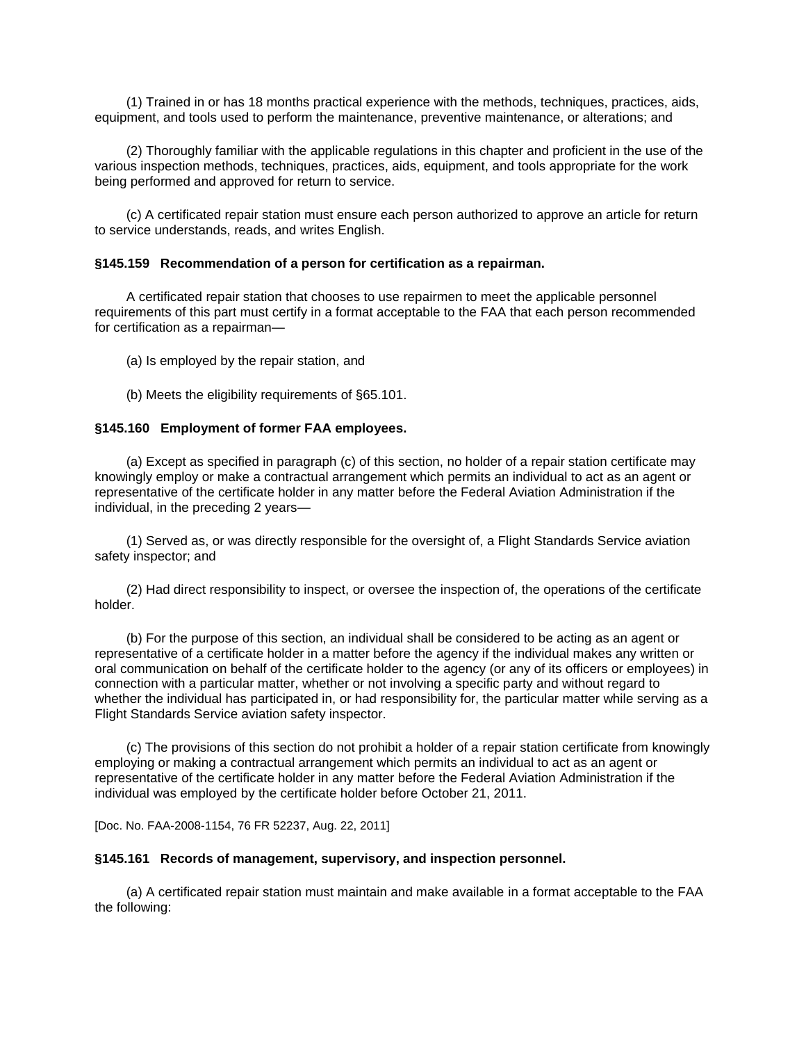(1) Trained in or has 18 months practical experience with the methods, techniques, practices, aids, equipment, and tools used to perform the maintenance, preventive maintenance, or alterations; and

(2) Thoroughly familiar with the applicable regulations in this chapter and proficient in the use of the various inspection methods, techniques, practices, aids, equipment, and tools appropriate for the work being performed and approved for return to service.

(c) A certificated repair station must ensure each person authorized to approve an article for return to service understands, reads, and writes English.

**§145.159 Recommendation of a person for certification as a repairman.**

A certificated repair station that chooses to use repairmen to meet the applicable personnel requirements of this part must certify in a format acceptable to the FAA that each person recommended for certification as a repairman—

(a) Is employed by the repair station, and

(b) Meets the eligibility requirements of §65.101.

**§145.160 Employment of former FAA employees.**

(a) Except as specified in paragraph (c) of this section, no holder of a repair station certificate may knowingly employ or make a contractual arrangement which permits an individual to act as an agent or representative of the certificate holder in any matter before the Federal Aviation Administration if the individual, in the preceding 2 years—

(1) Served as, or was directly responsible for the oversight of, a Flight Standards Service aviation safety inspector; and

(2) Had direct responsibility to inspect, or oversee the inspection of, the operations of the certificate holder.

(b) For the purpose of this section, an individual shall be considered to be acting as an agent or representative of a certificate holder in a matter before the agency if the individual makes any written or oral communication on behalf of the certificate holder to the agency (or any of its officers or employees) in connection with a particular matter, whether or not involving a specific party and without regard to whether the individual has participated in, or had responsibility for, the particular matter while serving as a Flight Standards Service aviation safety inspector.

(c) The provisions of this section do not prohibit a holder of a repair station certificate from knowingly employing or making a contractual arrangement which permits an individual to act as an agent or representative of the certificate holder in any matter before the Federal Aviation Administration if the individual was employed by the certificate holder before October 21, 2011.

[Doc. No. FAA-2008-1154, 76 FR 52237, Aug. 22, 2011]

**§145.161 Records of management, supervisory, and inspection personnel.**

(a) A certificated repair station must maintain and make available in a format acceptable to the FAA the following: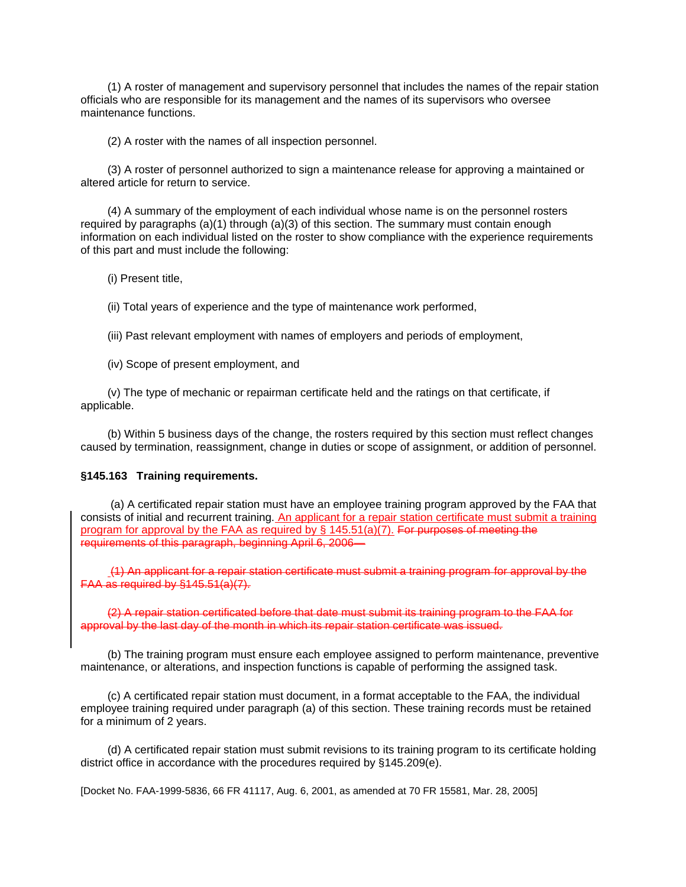(1) A roster of management and supervisory personnel that includes the names of the repair station officials who are responsible for its management and the names of its supervisors who oversee maintenance functions.

(2) A roster with the names of all inspection personnel.

(3) A roster of personnel authorized to sign a maintenance release for approving a maintained or altered article for return to service.

(4) A summary of the employment of each individual whose name is on the personnel rosters required by paragraphs (a)(1) through (a)(3) of this section. The summary must contain enough information on each individual listed on the roster to show compliance with the experience requirements of this part and must include the following:

(i) Present title,

(ii) Total years of experience and the type of maintenance work performed,

(iii) Past relevant employment with names of employers and periods of employment,

(iv) Scope of present employment, and

(v) The type of mechanic or repairman certificate held and the ratings on that certificate, if applicable.

(b) Within 5 business days of the change, the rosters required by this section must reflect changes caused by termination, reassignment, change in duties or scope of assignment, or addition of personnel.

**§145.163 Training requirements.**

(a) A certificated repair station must have an employee training program approved by the FAA that consists of initial and recurrent training. An applicant for a repair station certificate must submit a training program for approval by the FAA as required by § 145.51(a)(7). ~~For purposes of meeting the requirements of this paragraph, beginning April 6, 2006—~~

~~(1) An applicant for a repair station certificate must submit a training program for approval by the FAA as required by §145.51(a)(7).~~

~~(2) A repair station certificated before that date must submit its training program to the FAA for approval by the last day of the month in which its repair station certificate was issued.~~

(b) The training program must ensure each employee assigned to perform maintenance, preventive maintenance, or alterations, and inspection functions is capable of performing the assigned task.

(c) A certificated repair station must document, in a format acceptable to the FAA, the individual employee training required under paragraph (a) of this section. These training records must be retained for a minimum of 2 years.

(d) A certificated repair station must submit revisions to its training program to its certificate holding district office in accordance with the procedures required by §145.209(e).

[Docket No. FAA-1999-5836, 66 FR 41117, Aug. 6, 2001, as amended at 70 FR 15581, Mar. 28, 2005]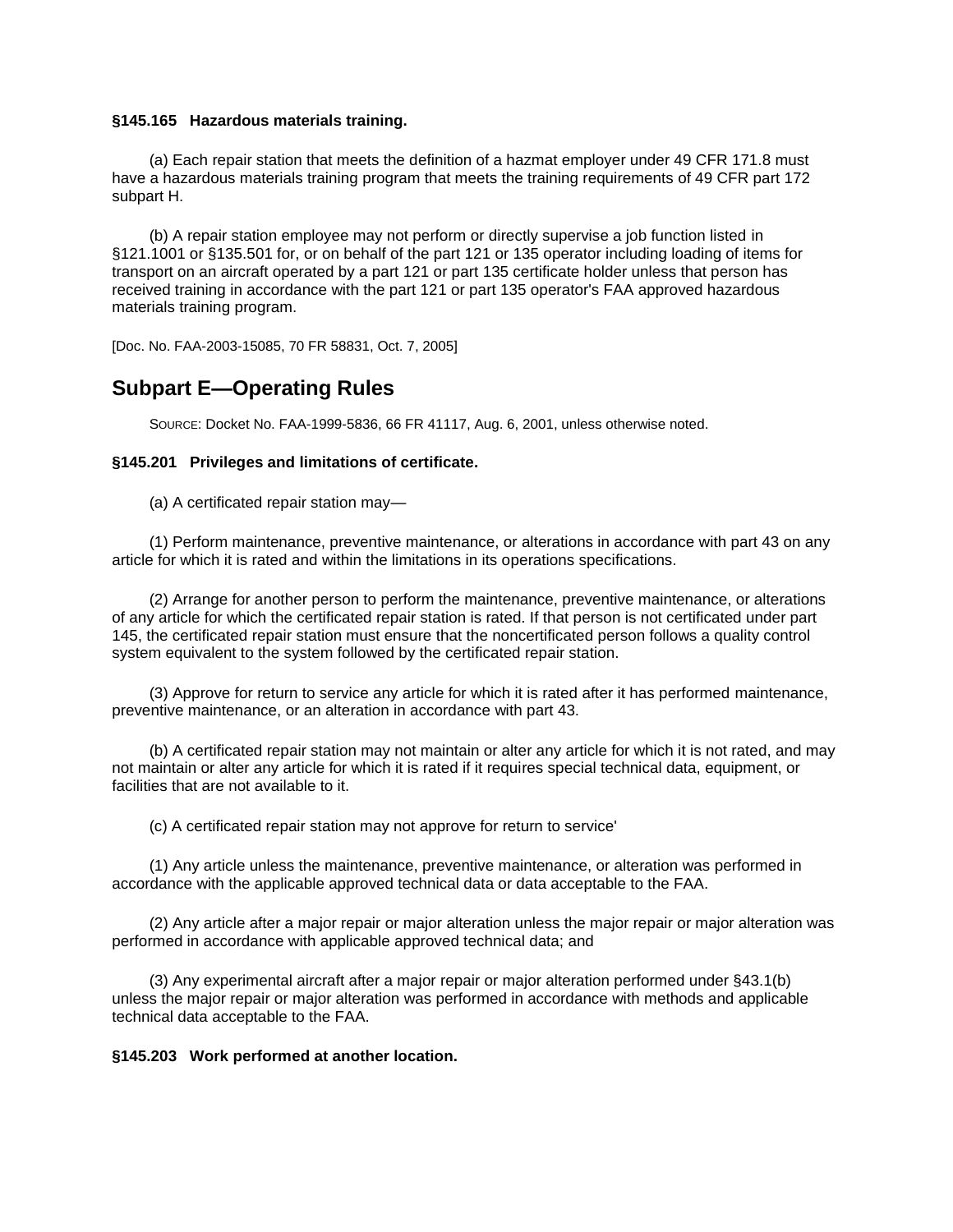### §145.165 Hazardous materials training.

(a) Each repair station that meets the definition of a hazmat employer under 49 CFR 171.8 must have a hazardous materials training program that meets the training requirements of 49 CFR part 172 subpart H.

(b) A repair station employee may not perform or directly supervise a job function listed in §121.1001 or §135.501 for, or on behalf of the part 121 or 135 operator including loading of items for transport on an aircraft operated by a part 121 or part 135 certificate holder unless that person has received training in accordance with the part 121 or part 135 operator's FAA approved hazardous materials training program.

[Doc. No. FAA-2003-15085, 70 FR 58831, Oct. 7, 2005]

## Subpart E—Operating Rules

SOURCE: Docket No. FAA-1999-5836, 66 FR 41117, Aug. 6, 2001, unless otherwise noted.

### §145.201 Privileges and limitations of certificate.

(a) A certificated repair station may—

(1) Perform maintenance, preventive maintenance, or alterations in accordance with part 43 on any article for which it is rated and within the limitations in its operations specifications.

(2) Arrange for another person to perform the maintenance, preventive maintenance, or alterations of any article for which the certificated repair station is rated. If that person is not certificated under part 145, the certificated repair station must ensure that the noncertificated person follows a quality control system equivalent to the system followed by the certificated repair station.

(3) Approve for return to service any article for which it is rated after it has performed maintenance, preventive maintenance, or an alteration in accordance with part 43.

(b) A certificated repair station may not maintain or alter any article for which it is not rated, and may not maintain or alter any article for which it is rated if it requires special technical data, equipment, or facilities that are not available to it.

(c) A certificated repair station may not approve for return to service'

(1) Any article unless the maintenance, preventive maintenance, or alteration was performed in accordance with the applicable approved technical data or data acceptable to the FAA.

(2) Any article after a major repair or major alteration unless the major repair or major alteration was performed in accordance with applicable approved technical data; and

(3) Any experimental aircraft after a major repair or major alteration performed under §43.1(b) unless the major repair or major alteration was performed in accordance with methods and applicable technical data acceptable to the FAA.

### §145.203 Work performed at another location.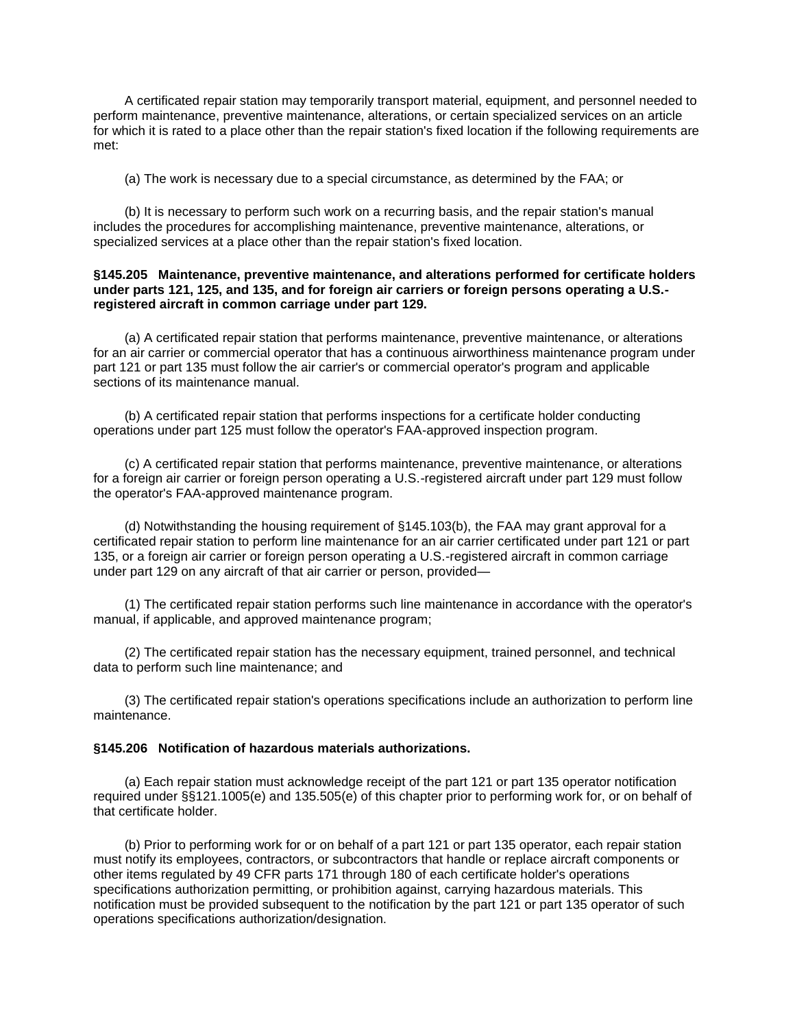A certificated repair station may temporarily transport material, equipment, and personnel needed to perform maintenance, preventive maintenance, alterations, or certain specialized services on an article for which it is rated to a place other than the repair station's fixed location if the following requirements are met:

(a) The work is necessary due to a special circumstance, as determined by the FAA; or

(b) It is necessary to perform such work on a recurring basis, and the repair station's manual includes the procedures for accomplishing maintenance, preventive maintenance, alterations, or specialized services at a place other than the repair station's fixed location.

**§145.205 Maintenance, preventive maintenance, and alterations performed for certificate holders under parts 121, 125, and 135, and for foreign air carriers or foreign persons operating a U.S.-registered aircraft in common carriage under part 129.**

(a) A certificated repair station that performs maintenance, preventive maintenance, or alterations for an air carrier or commercial operator that has a continuous airworthiness maintenance program under part 121 or part 135 must follow the air carrier's or commercial operator's program and applicable sections of its maintenance manual.

(b) A certificated repair station that performs inspections for a certificate holder conducting operations under part 125 must follow the operator's FAA-approved inspection program.

(c) A certificated repair station that performs maintenance, preventive maintenance, or alterations for a foreign air carrier or foreign person operating a U.S.-registered aircraft under part 129 must follow the operator's FAA-approved maintenance program.

(d) Notwithstanding the housing requirement of §145.103(b), the FAA may grant approval for a certificated repair station to perform line maintenance for an air carrier certificated under part 121 or part 135, or a foreign air carrier or foreign person operating a U.S.-registered aircraft in common carriage under part 129 on any aircraft of that air carrier or person, provided—

(1) The certificated repair station performs such line maintenance in accordance with the operator's manual, if applicable, and approved maintenance program;

(2) The certificated repair station has the necessary equipment, trained personnel, and technical data to perform such line maintenance; and

(3) The certificated repair station's operations specifications include an authorization to perform line maintenance.

**§145.206 Notification of hazardous materials authorizations.**

(a) Each repair station must acknowledge receipt of the part 121 or part 135 operator notification required under §§121.1005(e) and 135.505(e) of this chapter prior to performing work for, or on behalf of that certificate holder.

(b) Prior to performing work for or on behalf of a part 121 or part 135 operator, each repair station must notify its employees, contractors, or subcontractors that handle or replace aircraft components or other items regulated by 49 CFR parts 171 through 180 of each certificate holder's operations specifications authorization permitting, or prohibition against, carrying hazardous materials. This notification must be provided subsequent to the notification by the part 121 or part 135 operator of such operations specifications authorization/designation.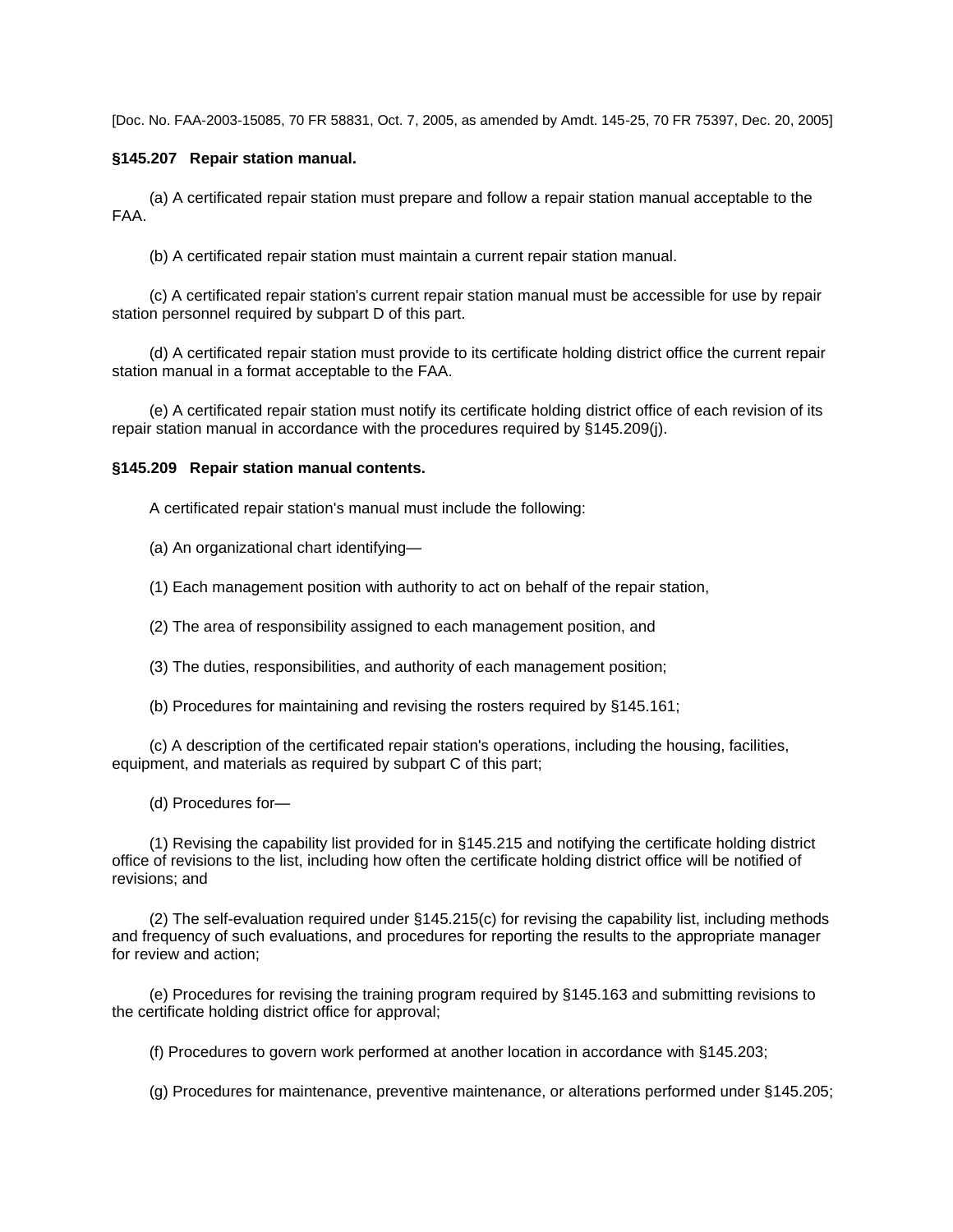[Doc. No. FAA-2003-15085, 70 FR 58831, Oct. 7, 2005, as amended by Amdt. 145-25, 70 FR 75397, Dec. 20, 2005]

**§145.207 Repair station manual.**

(a) A certificated repair station must prepare and follow a repair station manual acceptable to the FAA.

(b) A certificated repair station must maintain a current repair station manual.

(c) A certificated repair station's current repair station manual must be accessible for use by repair station personnel required by subpart D of this part.

(d) A certificated repair station must provide to its certificate holding district office the current repair station manual in a format acceptable to the FAA.

(e) A certificated repair station must notify its certificate holding district office of each revision of its repair station manual in accordance with the procedures required by §145.209(j).

**§145.209 Repair station manual contents.**

A certificated repair station's manual must include the following:

(a) An organizational chart identifying—

(1) Each management position with authority to act on behalf of the repair station,

(2) The area of responsibility assigned to each management position, and

(3) The duties, responsibilities, and authority of each management position;

(b) Procedures for maintaining and revising the rosters required by §145.161;

(c) A description of the certificated repair station's operations, including the housing, facilities, equipment, and materials as required by subpart C of this part;

(d) Procedures for—

(1) Revising the capability list provided for in §145.215 and notifying the certificate holding district office of revisions to the list, including how often the certificate holding district office will be notified of revisions; and

(2) The self-evaluation required under §145.215(c) for revising the capability list, including methods and frequency of such evaluations, and procedures for reporting the results to the appropriate manager for review and action;

(e) Procedures for revising the training program required by §145.163 and submitting revisions to the certificate holding district office for approval;

(f) Procedures to govern work performed at another location in accordance with §145.203;

(g) Procedures for maintenance, preventive maintenance, or alterations performed under §145.205;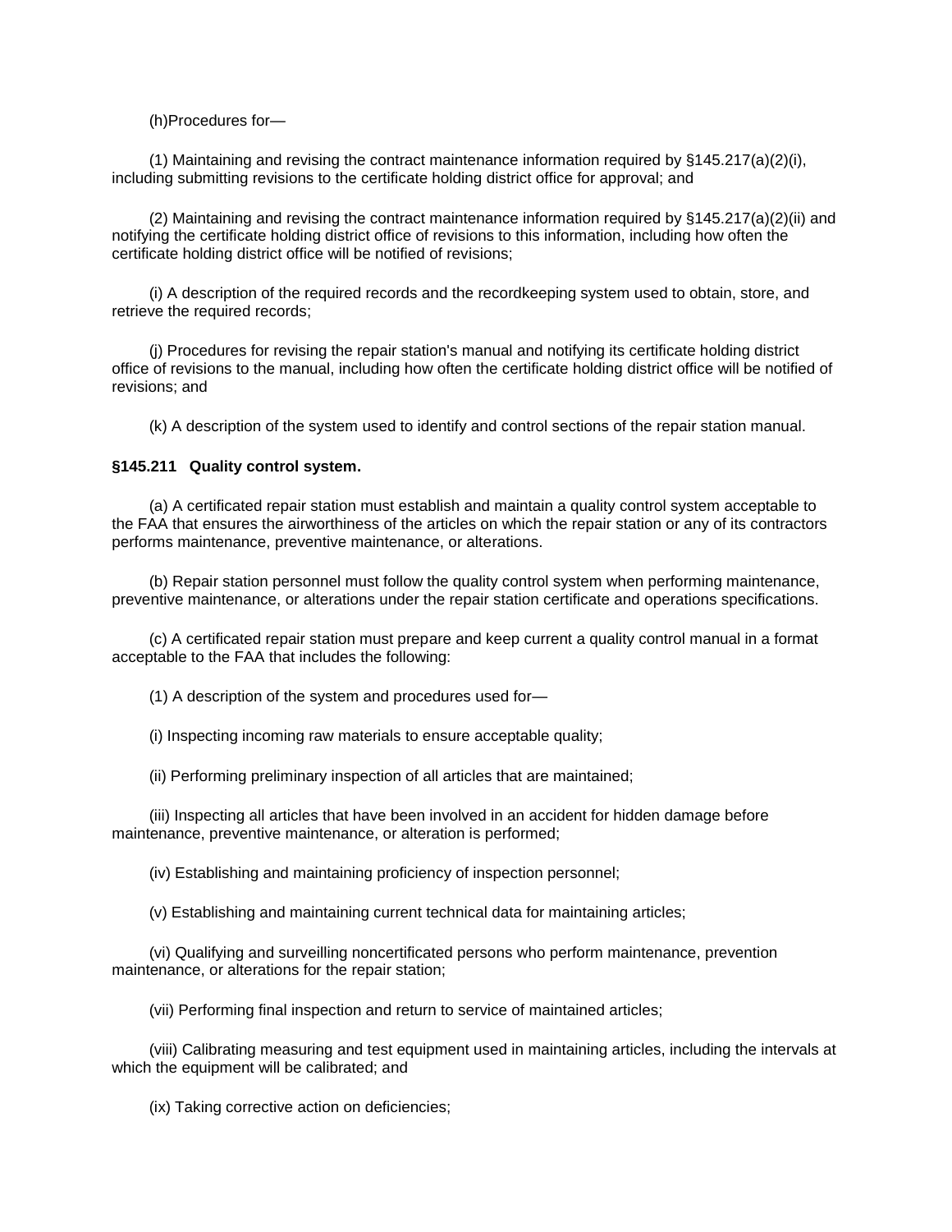(h)Procedures for—

(1) Maintaining and revising the contract maintenance information required by §145.217(a)(2)(i), including submitting revisions to the certificate holding district office for approval; and

(2) Maintaining and revising the contract maintenance information required by §145.217(a)(2)(ii) and notifying the certificate holding district office of revisions to this information, including how often the certificate holding district office will be notified of revisions;

(i) A description of the required records and the recordkeeping system used to obtain, store, and retrieve the required records;

(j) Procedures for revising the repair station's manual and notifying its certificate holding district office of revisions to the manual, including how often the certificate holding district office will be notified of revisions; and

(k) A description of the system used to identify and control sections of the repair station manual.

**§145.211 Quality control system.**

(a) A certificated repair station must establish and maintain a quality control system acceptable to the FAA that ensures the airworthiness of the articles on which the repair station or any of its contractors performs maintenance, preventive maintenance, or alterations.

(b) Repair station personnel must follow the quality control system when performing maintenance, preventive maintenance, or alterations under the repair station certificate and operations specifications.

(c) A certificated repair station must prepare and keep current a quality control manual in a format acceptable to the FAA that includes the following:

(1) A description of the system and procedures used for—

(i) Inspecting incoming raw materials to ensure acceptable quality;

(ii) Performing preliminary inspection of all articles that are maintained;

(iii) Inspecting all articles that have been involved in an accident for hidden damage before maintenance, preventive maintenance, or alteration is performed;

(iv) Establishing and maintaining proficiency of inspection personnel;

(v) Establishing and maintaining current technical data for maintaining articles;

(vi) Qualifying and surveilling noncertificated persons who perform maintenance, prevention maintenance, or alterations for the repair station;

(vii) Performing final inspection and return to service of maintained articles;

(viii) Calibrating measuring and test equipment used in maintaining articles, including the intervals at which the equipment will be calibrated; and

(ix) Taking corrective action on deficiencies;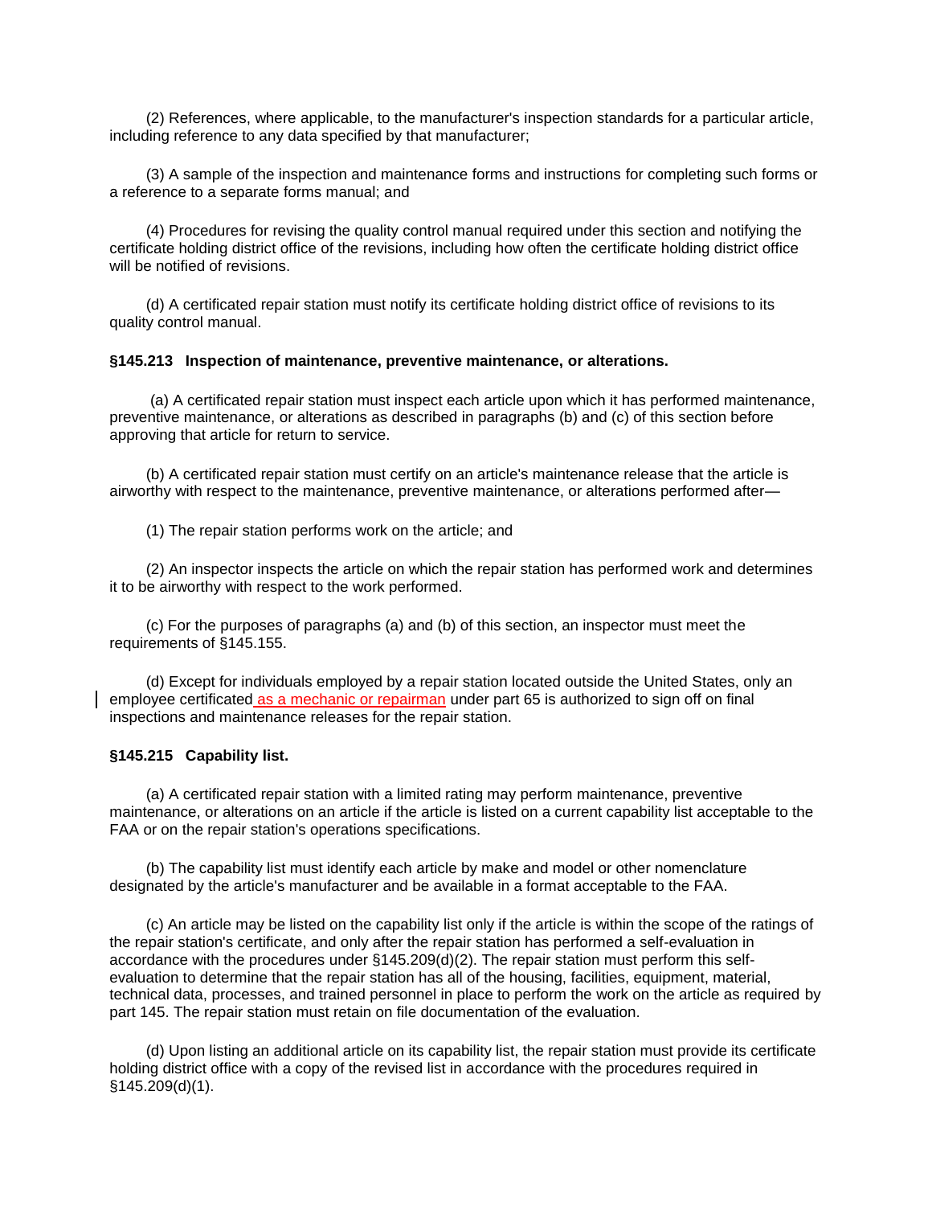(2) References, where applicable, to the manufacturer's inspection standards for a particular article, including reference to any data specified by that manufacturer;

(3) A sample of the inspection and maintenance forms and instructions for completing such forms or a reference to a separate forms manual; and

(4) Procedures for revising the quality control manual required under this section and notifying the certificate holding district office of the revisions, including how often the certificate holding district office will be notified of revisions.

(d) A certificated repair station must notify its certificate holding district office of revisions to its quality control manual.

**§145.213 Inspection of maintenance, preventive maintenance, or alterations.**

(a) A certificated repair station must inspect each article upon which it has performed maintenance, preventive maintenance, or alterations as described in paragraphs (b) and (c) of this section before approving that article for return to service.

(b) A certificated repair station must certify on an article's maintenance release that the article is airworthy with respect to the maintenance, preventive maintenance, or alterations performed after—

(1) The repair station performs work on the article; and

(2) An inspector inspects the article on which the repair station has performed work and determines it to be airworthy with respect to the work performed.

(c) For the purposes of paragraphs (a) and (b) of this section, an inspector must meet the requirements of §145.155.

(d) Except for individuals employed by a repair station located outside the United States, only an employee certificated as a mechanic or repairman under part 65 is authorized to sign off on final inspections and maintenance releases for the repair station.

**§145.215 Capability list.**

(a) A certificated repair station with a limited rating may perform maintenance, preventive maintenance, or alterations on an article if the article is listed on a current capability list acceptable to the FAA or on the repair station's operations specifications.

(b) The capability list must identify each article by make and model or other nomenclature designated by the article's manufacturer and be available in a format acceptable to the FAA.

(c) An article may be listed on the capability list only if the article is within the scope of the ratings of the repair station's certificate, and only after the repair station has performed a self-evaluation in accordance with the procedures under §145.209(d)(2). The repair station must perform this self-evaluation to determine that the repair station has all of the housing, facilities, equipment, material, technical data, processes, and trained personnel in place to perform the work on the article as required by part 145. The repair station must retain on file documentation of the evaluation.

(d) Upon listing an additional article on its capability list, the repair station must provide its certificate holding district office with a copy of the revised list in accordance with the procedures required in §145.209(d)(1).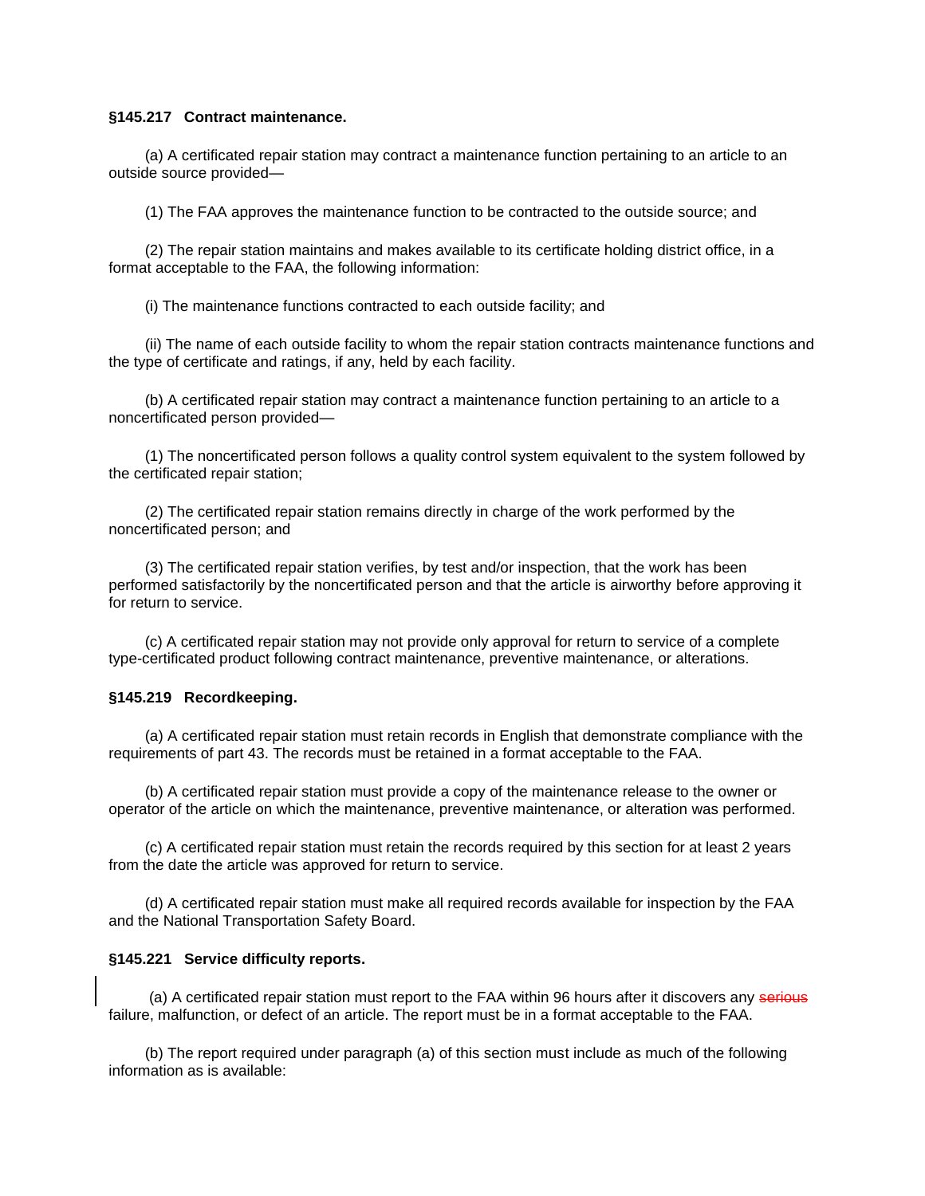**§145.217 Contract maintenance.**

(a) A certificated repair station may contract a maintenance function pertaining to an article to an outside source provided—

(1) The FAA approves the maintenance function to be contracted to the outside source; and

(2) The repair station maintains and makes available to its certificate holding district office, in a format acceptable to the FAA, the following information:

(i) The maintenance functions contracted to each outside facility; and

(ii) The name of each outside facility to whom the repair station contracts maintenance functions and the type of certificate and ratings, if any, held by each facility.

(b) A certificated repair station may contract a maintenance function pertaining to an article to a noncertificated person provided—

(1) The noncertificated person follows a quality control system equivalent to the system followed by the certificated repair station;

(2) The certificated repair station remains directly in charge of the work performed by the noncertificated person; and

(3) The certificated repair station verifies, by test and/or inspection, that the work has been performed satisfactorily by the noncertificated person and that the article is airworthy before approving it for return to service.

(c) A certificated repair station may not provide only approval for return to service of a complete type-certificated product following contract maintenance, preventive maintenance, or alterations.

**§145.219 Recordkeeping.**

(a) A certificated repair station must retain records in English that demonstrate compliance with the requirements of part 43. The records must be retained in a format acceptable to the FAA.

(b) A certificated repair station must provide a copy of the maintenance release to the owner or operator of the article on which the maintenance, preventive maintenance, or alteration was performed.

(c) A certificated repair station must retain the records required by this section for at least 2 years from the date the article was approved for return to service.

(d) A certificated repair station must make all required records available for inspection by the FAA and the National Transportation Safety Board.

**§145.221 Service difficulty reports.**

(a) A certificated repair station must report to the FAA within 96 hours after it discovers any ~~serious~~ failure, malfunction, or defect of an article. The report must be in a format acceptable to the FAA.

(b) The report required under paragraph (a) of this section must include as much of the following information as is available: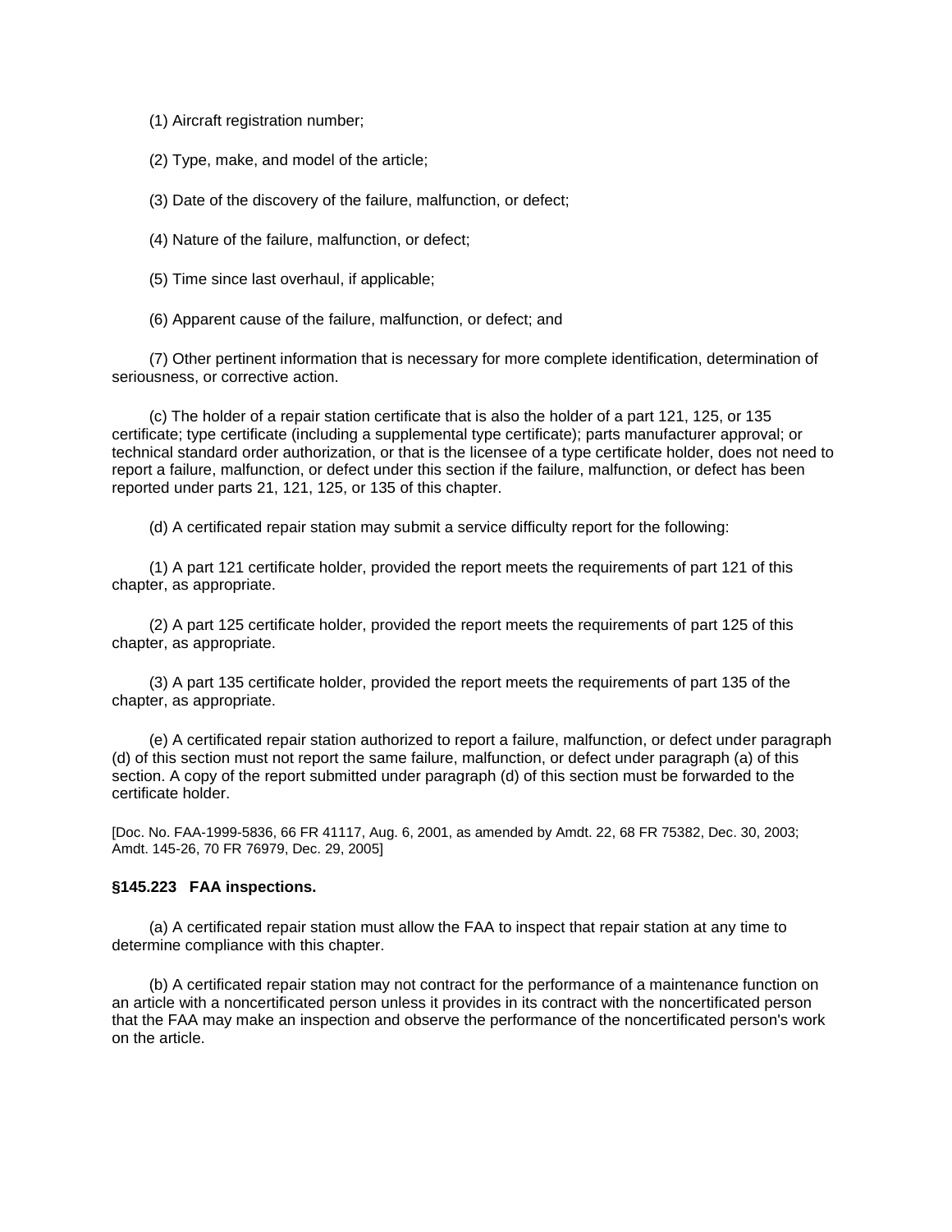(1) Aircraft registration number;

(2) Type, make, and model of the article;

(3) Date of the discovery of the failure, malfunction, or defect;

(4) Nature of the failure, malfunction, or defect;

(5) Time since last overhaul, if applicable;

(6) Apparent cause of the failure, malfunction, or defect; and

(7) Other pertinent information that is necessary for more complete identification, determination of seriousness, or corrective action.

(c) The holder of a repair station certificate that is also the holder of a part 121, 125, or 135 certificate; type certificate (including a supplemental type certificate); parts manufacturer approval; or technical standard order authorization, or that is the licensee of a type certificate holder, does not need to report a failure, malfunction, or defect under this section if the failure, malfunction, or defect has been reported under parts 21, 121, 125, or 135 of this chapter.

(d) A certificated repair station may submit a service difficulty report for the following:

(1) A part 121 certificate holder, provided the report meets the requirements of part 121 of this chapter, as appropriate.

(2) A part 125 certificate holder, provided the report meets the requirements of part 125 of this chapter, as appropriate.

(3) A part 135 certificate holder, provided the report meets the requirements of part 135 of the chapter, as appropriate.

(e) A certificated repair station authorized to report a failure, malfunction, or defect under paragraph (d) of this section must not report the same failure, malfunction, or defect under paragraph (a) of this section. A copy of the report submitted under paragraph (d) of this section must be forwarded to the certificate holder.

[Doc. No. FAA-1999-5836, 66 FR 41117, Aug. 6, 2001, as amended by Amdt. 22, 68 FR 75382, Dec. 30, 2003; Amdt. 145-26, 70 FR 76979, Dec. 29, 2005]

**§145.223 FAA inspections.**

(a) A certificated repair station must allow the FAA to inspect that repair station at any time to determine compliance with this chapter.

(b) A certificated repair station may not contract for the performance of a maintenance function on an article with a noncertificated person unless it provides in its contract with the noncertificated person that the FAA may make an inspection and observe the performance of the noncertificated person's work on the article.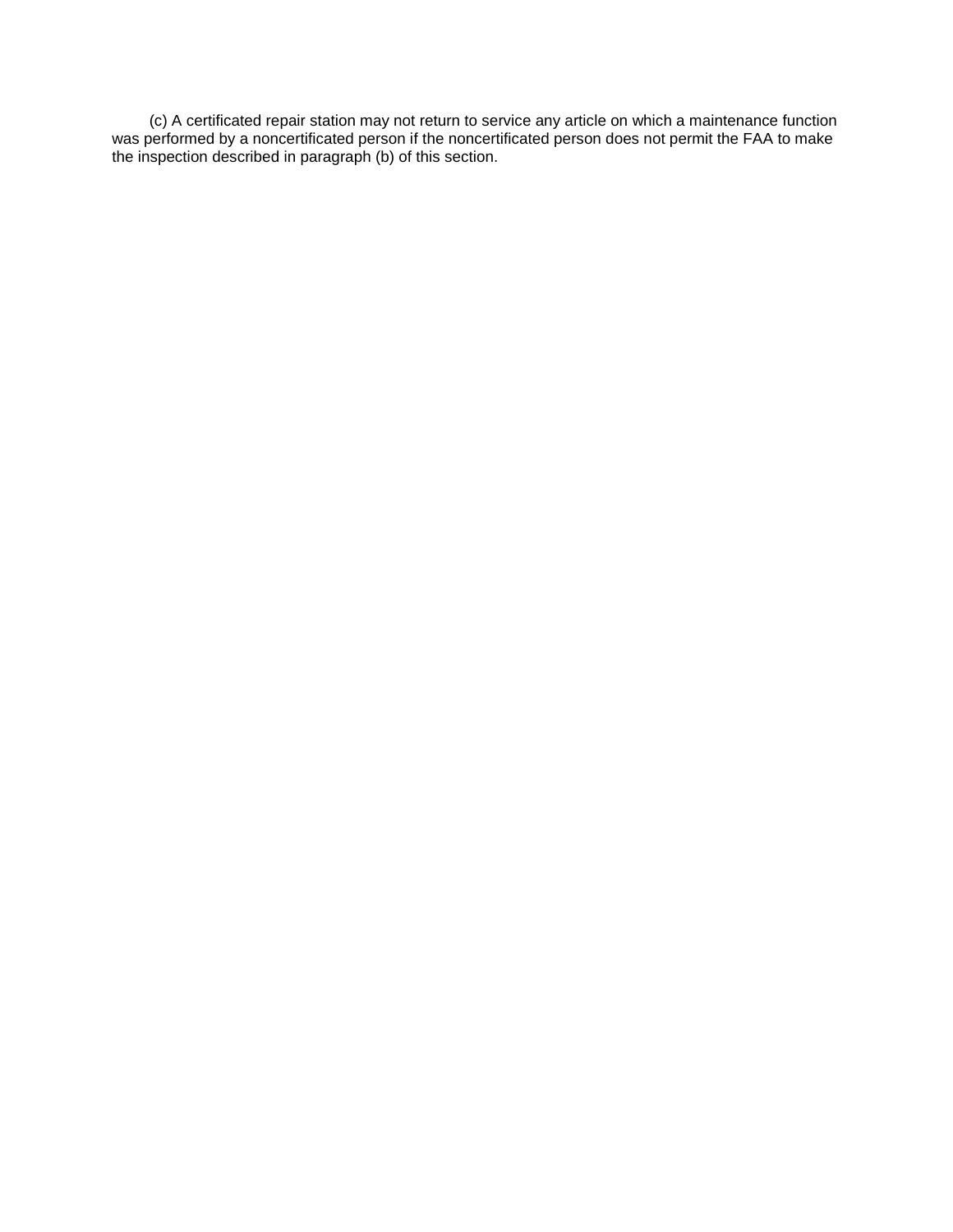(c) A certificated repair station may not return to service any article on which a maintenance function was performed by a noncertificated person if the noncertificated person does not permit the FAA to make the inspection described in paragraph (b) of this section.